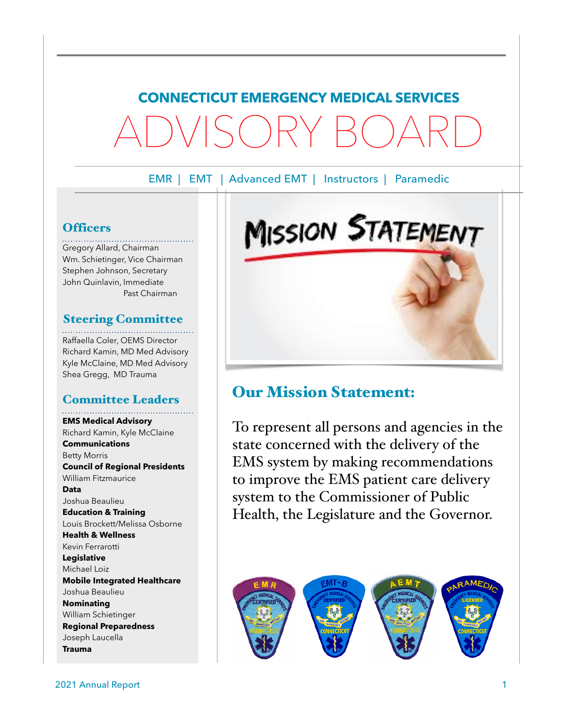# CONNECTICUT EMERGENCY MEDICAL SERVICES

# ADVISORY BOARD

EMR | EMT | Advanced EMT | Instructors | Paramedic

## Officers

Gregory Allard, Chairman
Wm. Schietinger, Vice Chairman
Stephen Johnson, Secretary
John Quinlavin, Immediate Past Chairman

## Steering Committee

Raffaella Coler, OEMS Director
Richard Kamin, MD Med Advisory
Kyle McClaine, MD Med Advisory
Shea Gregg, MD Trauma

## Committee Leaders

**EMS Medical Advisory**
Richard Kamin, Kyle McClaine
**Communications**
Betty Morris
**Council of Regional Presidents**
William Fitzmaurice
**Data**
Joshua Beaulieu
**Education & Training**
Louis Brockett/Melissa Osborne
**Health & Wellness**
Kevin Ferrarotti
**Legislative**
Michael Loiz
**Mobile Integrated Healthcare**
Joshua Beaulieu
**Nominating**
William Schietinger
**Regional Preparedness**
Joseph Laucella
**Trauma**

## Our Mission Statement:

To represent all persons and agencies in the state concerned with the delivery of the EMS system by making recommendations to improve the EMS patient care delivery system to the Commissioner of Public Health, the Legislature and the Governor.

2021 Annual Report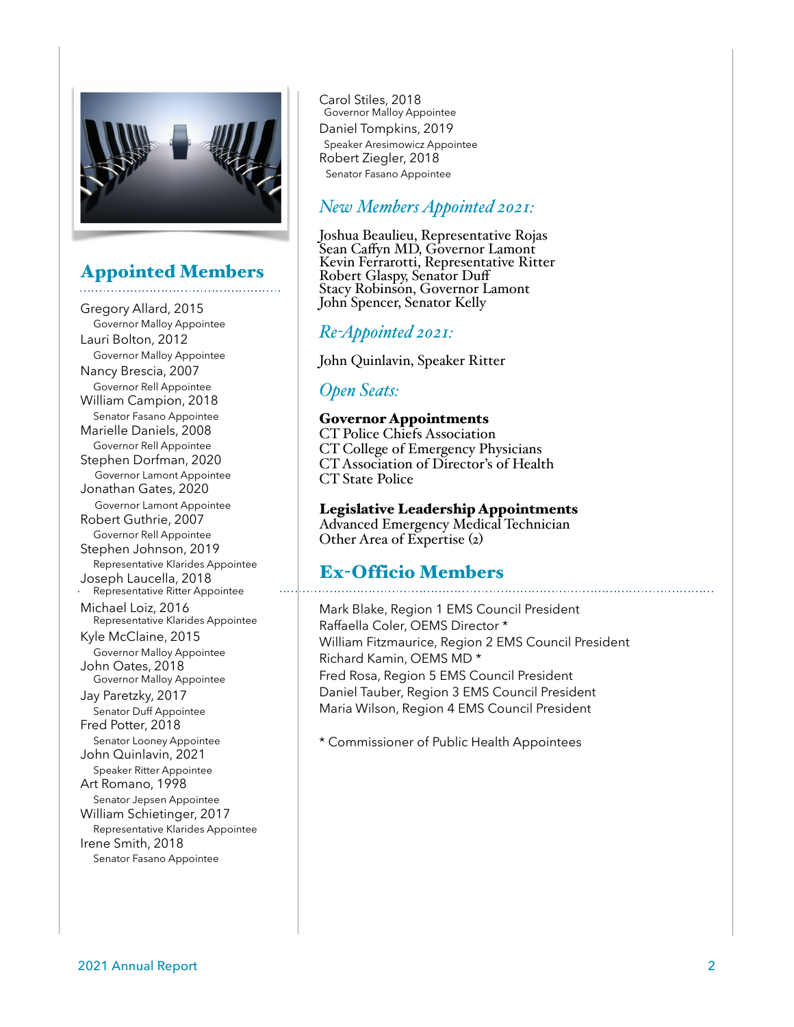## Appointed Members

Gregory Allard, 2015
Governor Malloy Appointee

Lauri Bolton, 2012
Governor Malloy Appointee

Nancy Brescia, 2007
Governor Rell Appointee

William Campion, 2018
Senator Fasano Appointee

Marielle Daniels, 2008
Governor Rell Appointee

Stephen Dorfman, 2020
Governor Lamont Appointee

Jonathan Gates, 2020
Governor Lamont Appointee

Robert Guthrie, 2007
Governor Rell Appointee

Stephen Johnson, 2019
Representative Klarides Appointee

Joseph Laucella, 2018
Representative Ritter Appointee

Michael Loiz, 2016
Representative Klarides Appointee

Kyle McClaine, 2015
Governor Malloy Appointee

John Oates, 2018
Governor Malloy Appointee

Jay Paretzky, 2017
Senator Duff Appointee

Fred Potter, 2018
Senator Looney Appointee

John Quinlavin, 2021
Speaker Ritter Appointee

Art Romano, 1998
Senator Jepsen Appointee

William Schietinger, 2017
Representative Klarides Appointee

Irene Smith, 2018
Senator Fasano Appointee

Carol Stiles, 2018
Governor Malloy Appointee

Daniel Tompkins, 2019
Speaker Aresimowicz Appointee

Robert Ziegler, 2018
Senator Fasano Appointee

### *New Members Appointed 2021:*

Joshua Beaulieu, Representative Rojas
Sean Caffyn MD, Governor Lamont
Kevin Ferrarotti, Representative Ritter
Robert Glaspy, Senator Duff
Stacy Robinson, Governor Lamont
John Spencer, Senator Kelly

### *Re-Appointed 2021:*

John Quinlavin, Speaker Ritter

### *Open Seats:*

**Governor Appointments**
CT Police Chiefs Association
CT College of Emergency Physicians
CT Association of Director's of Health
CT State Police

**Legislative Leadership Appointments**
Advanced Emergency Medical Technician
Other Area of Expertise (2)

## Ex-Officio Members

Mark Blake, Region 1 EMS Council President
Raffaella Coler, OEMS Director *
William Fitzmaurice, Region 2 EMS Council President
Richard Kamin, OEMS MD *
Fred Rosa, Region 5 EMS Council President
Daniel Tauber, Region 3 EMS Council President
Maria Wilson, Region 4 EMS Council President

* Commissioner of Public Health Appointees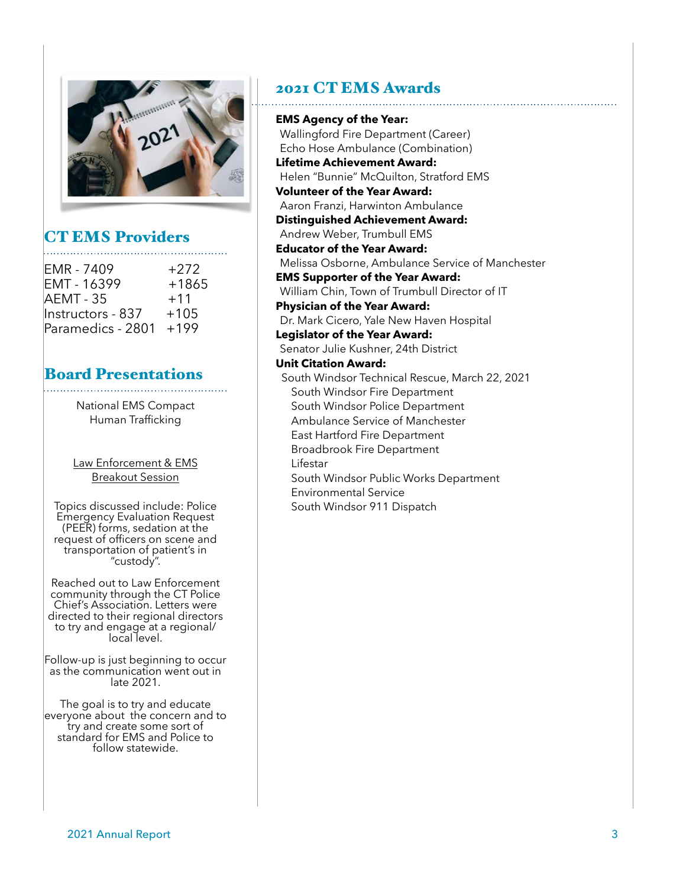## CT EMS Providers

| | |
|---|---|
| EMR - 7409 | +272 |
| EMT - 16399 | +1865 |
| AEMT - 35 | +11 |
| Instructors - 837 | +105 |
| Paramedics - 2801 | +199 |

## Board Presentations

National EMS Compact
Human Trafficking

Law Enforcement & EMS
Breakout Session

Topics discussed include: Police Emergency Evaluation Request (PEER) forms, sedation at the request of officers on scene and transportation of patient's in "custody".

Reached out to Law Enforcement community through the CT Police Chief's Association. Letters were directed to their regional directors to try and engage at a regional/ local level.

Follow-up is just beginning to occur as the communication went out in late 2021.

The goal is to try and educate everyone about the concern and to try and create some sort of standard for EMS and Police to follow statewide.

## 2021 CT EMS Awards

**EMS Agency of the Year:**
Wallingford Fire Department (Career)
Echo Hose Ambulance (Combination)

**Lifetime Achievement Award:**
Helen "Bunnie" McQuilton, Stratford EMS

**Volunteer of the Year Award:**
Aaron Franzi, Harwinton Ambulance

**Distinguished Achievement Award:**
Andrew Weber, Trumbull EMS

**Educator of the Year Award:**
Melissa Osborne, Ambulance Service of Manchester

**EMS Supporter of the Year Award:**
William Chin, Town of Trumbull Director of IT

**Physician of the Year Award:**
Dr. Mark Cicero, Yale New Haven Hospital

**Legislator of the Year Award:**
Senator Julie Kushner, 24th District

**Unit Citation Award:**
South Windsor Technical Rescue, March 22, 2021
- South Windsor Fire Department
- South Windsor Police Department
- Ambulance Service of Manchester
- East Hartford Fire Department
- Broadbrook Fire Department
- Lifestar
- South Windsor Public Works Department
- Environmental Service
- South Windsor 911 Dispatch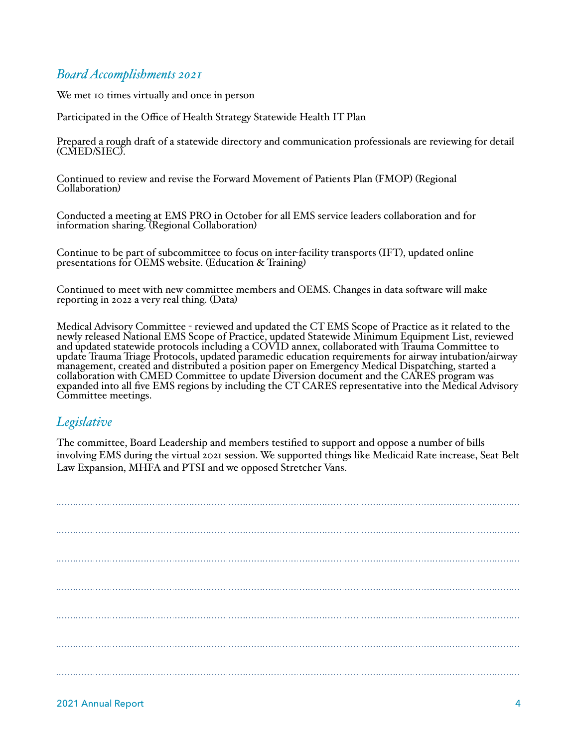## *Board Accomplishments 2021*

We met 10 times virtually and once in person

Participated in the Office of Health Strategy Statewide Health IT Plan

Prepared a rough draft of a statewide directory and communication professionals are reviewing for detail (CMED/SIEC).

Continued to review and revise the Forward Movement of Patients Plan (FMOP) (Regional Collaboration)

Conducted a meeting at EMS PRO in October for all EMS service leaders collaboration and for information sharing. (Regional Collaboration)

Continue to be part of subcommittee to focus on inter-facility transports (IFT), updated online presentations for OEMS website. (Education & Training)

Continued to meet with new committee members and OEMS. Changes in data software will make reporting in 2022 a very real thing. (Data)

Medical Advisory Committee - reviewed and updated the CT EMS Scope of Practice as it related to the newly released National EMS Scope of Practice, updated Statewide Minimum Equipment List, reviewed and updated statewide protocols including a COVID annex, collaborated with Trauma Committee to update Trauma Triage Protocols, updated paramedic education requirements for airway intubation/airway management, created and distributed a position paper on Emergency Medical Dispatching, started a collaboration with CMED Committee to update Diversion document and the CARES program was expanded into all five EMS regions by including the CT CARES representative into the Medical Advisory Committee meetings.

## *Legislative*

The committee, Board Leadership and members testified to support and oppose a number of bills involving EMS during the virtual 2021 session. We supported things like Medicaid Rate increase, Seat Belt Law Expansion, MHFA and PTSI and we opposed Stretcher Vans.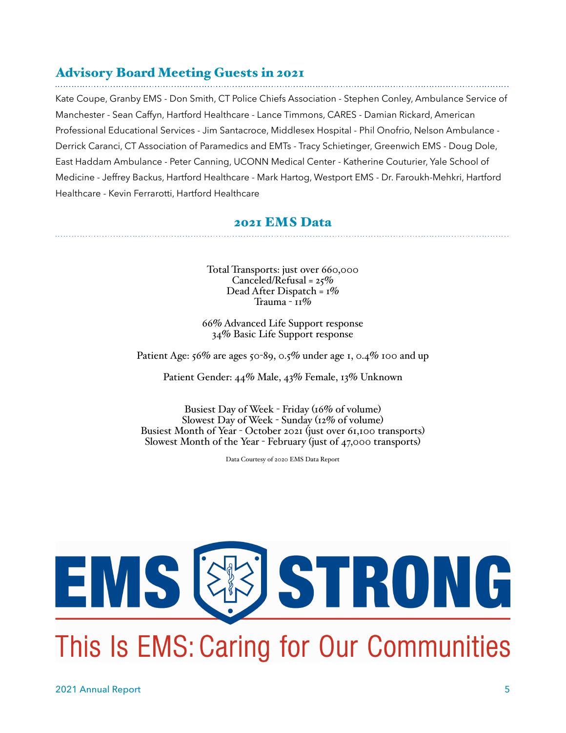## Advisory Board Meeting Guests in 2021

Kate Coupe, Granby EMS - Don Smith, CT Police Chiefs Association - Stephen Conley, Ambulance Service of Manchester - Sean Caffyn, Hartford Healthcare - Lance Timmons, CARES - Damian Rickard, American Professional Educational Services - Jim Santacroce, Middlesex Hospital - Phil Onofrio, Nelson Ambulance - Derrick Caranci, CT Association of Paramedics and EMTs - Tracy Schietinger, Greenwich EMS - Doug Dole, East Haddam Ambulance - Peter Canning, UCONN Medical Center - Katherine Couturier, Yale School of Medicine - Jeffrey Backus, Hartford Healthcare - Mark Hartog, Westport EMS - Dr. Faroukh-Mehkri, Hartford Healthcare - Kevin Ferrarotti, Hartford Healthcare

## 2021 EMS Data

Total Transports: just over 660,000
Canceled/Refusal = 25%
Dead After Dispatch = 1%
Trauma - 11%

66% Advanced Life Support response
34% Basic Life Support response

Patient Age: 56% are ages 50-89, 0.5% under age 1, 0.4% 100 and up

Patient Gender: 44% Male, 43% Female, 13% Unknown

Busiest Day of Week - Friday (16% of volume)
Slowest Day of Week - Sunday (12% of volume)
Busiest Month of Year - October 2021 (just over 61,100 transports)
Slowest Month of the Year - February (just of 47,000 transports)

Data Courtesy of 2020 EMS Data Report

EMS STRONG

This Is EMS: Caring for Our Communities